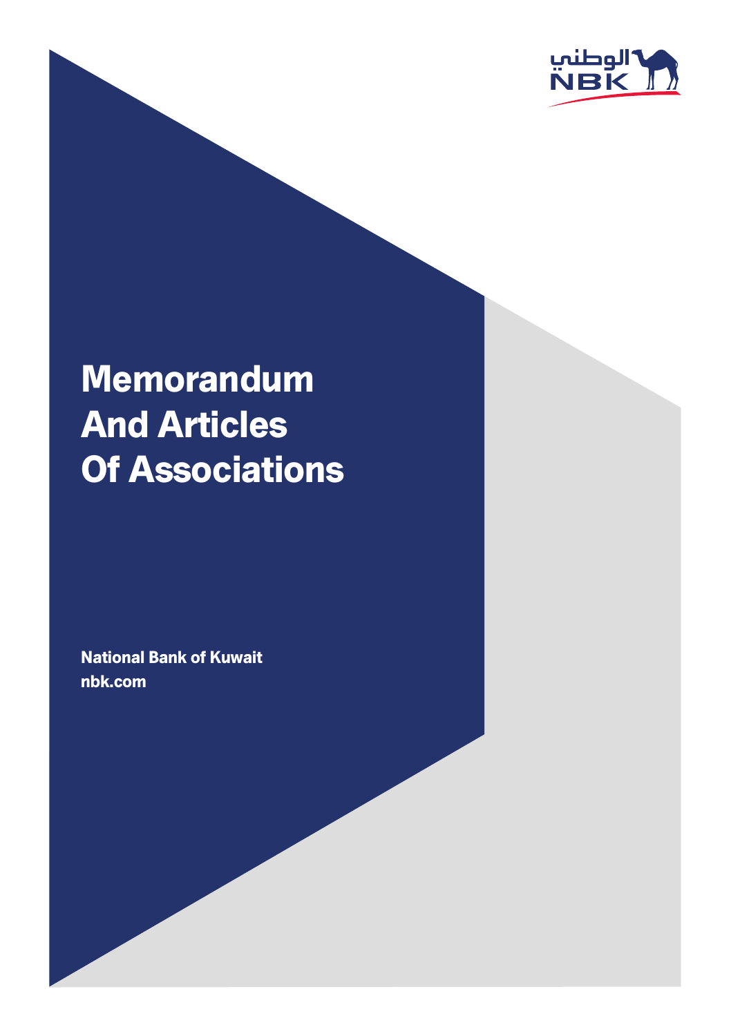الوطني
NBK

# Memorandum And Articles Of Associations

**National Bank of Kuwait**
**nbk.com**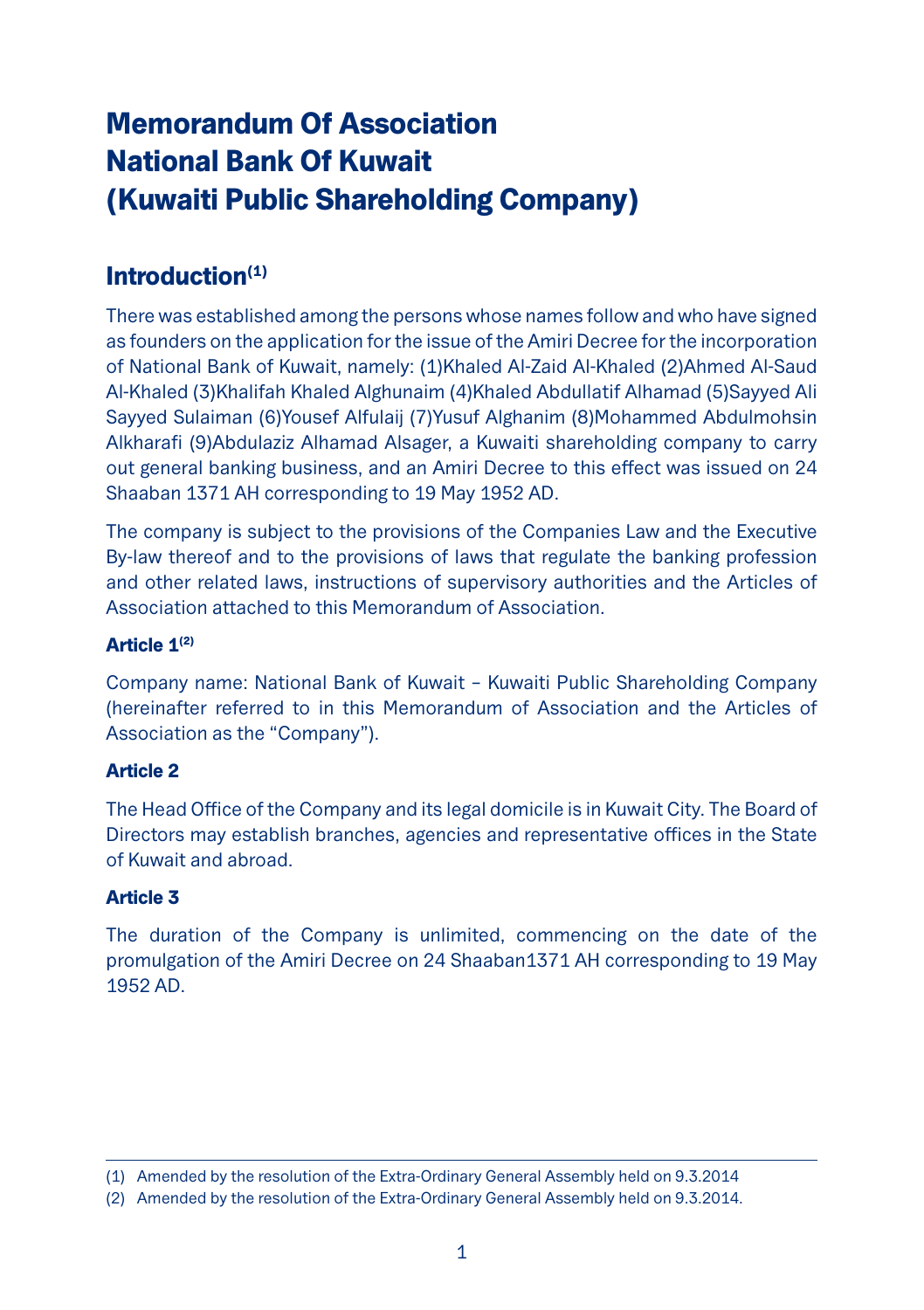# Memorandum Of Association
# National Bank Of Kuwait
# (Kuwaiti Public Shareholding Company)

## Introduction[1]

There was established among the persons whose names follow and who have signed as founders on the application for the issue of the Amiri Decree for the incorporation of National Bank of Kuwait, namely: (1)Khaled Al-Zaid Al-Khaled (2)Ahmed Al-Saud Al-Khaled (3)Khalifah Khaled Alghunaim (4)Khaled Abdullatif Alhamad (5)Sayyed Ali Sayyed Sulaiman (6)Yousef Alfulaij (7)Yusuf Alghanim (8)Mohammed Abdulmohsin Alkharafi (9)Abdulaziz Alhamad Alsager, a Kuwaiti shareholding company to carry out general banking business, and an Amiri Decree to this effect was issued on 24 Shaaban 1371 AH corresponding to 19 May 1952 AD.

The company is subject to the provisions of the Companies Law and the Executive By-law thereof and to the provisions of laws that regulate the banking profession and other related laws, instructions of supervisory authorities and the Articles of Association attached to this Memorandum of Association.

#### Article 1[2]

Company name: National Bank of Kuwait – Kuwaiti Public Shareholding Company (hereinafter referred to in this Memorandum of Association and the Articles of Association as the “Company”).

#### Article 2

The Head Office of the Company and its legal domicile is in Kuwait City. The Board of Directors may establish branches, agencies and representative offices in the State of Kuwait and abroad.

#### Article 3

The duration of the Company is unlimited, commencing on the date of the promulgation of the Amiri Decree on 24 Shaaban1371 AH corresponding to 19 May 1952 AD.

---

(1) Amended by the resolution of the Extra-Ordinary General Assembly held on 9.3.2014

(2) Amended by the resolution of the Extra-Ordinary General Assembly held on 9.3.2014.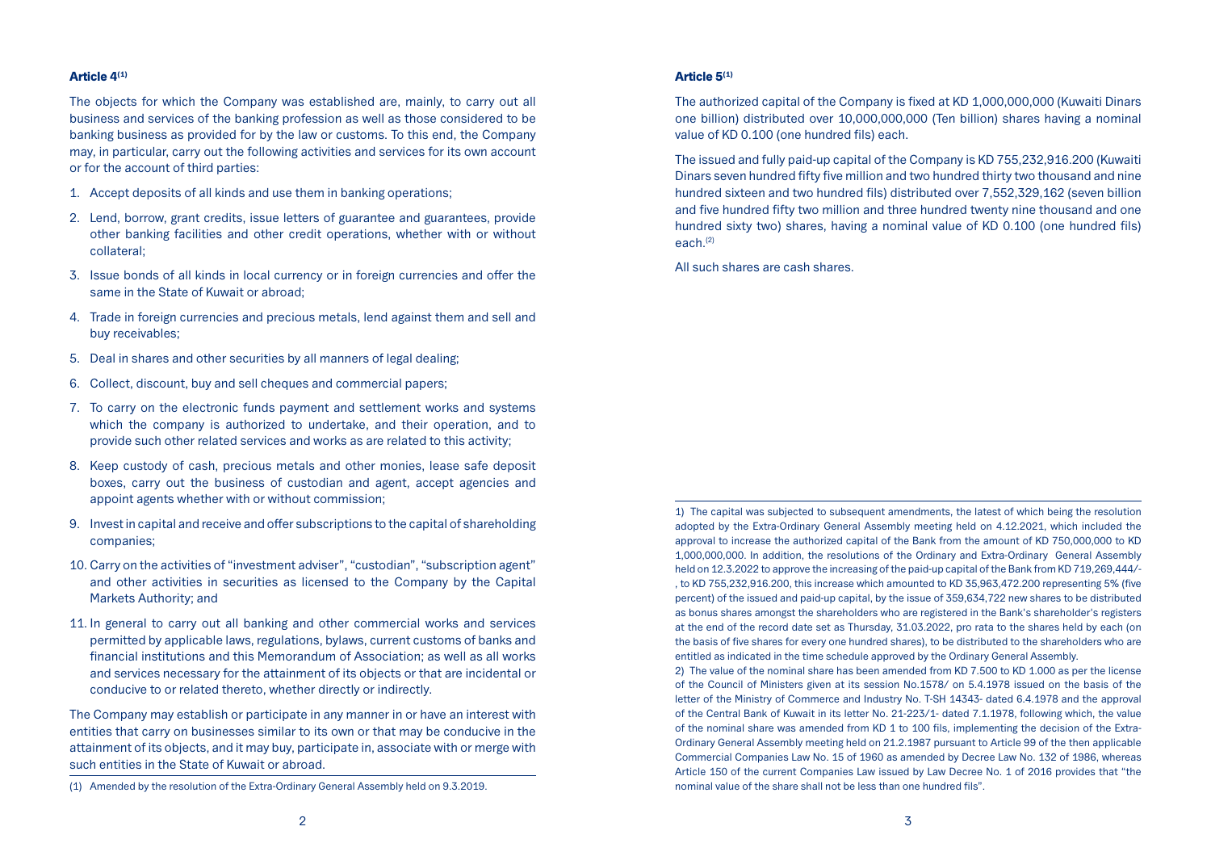#### Article 4[1]

The objects for which the Company was established are, mainly, to carry out all business and services of the banking profession as well as those considered to be banking business as provided for by the law or customs. To this end, the Company may, in particular, carry out the following activities and services for its own account or for the account of third parties:

1. Accept deposits of all kinds and use them in banking operations;
2. Lend, borrow, grant credits, issue letters of guarantee and guarantees, provide other banking facilities and other credit operations, whether with or without collateral;
3. Issue bonds of all kinds in local currency or in foreign currencies and offer the same in the State of Kuwait or abroad;
4. Trade in foreign currencies and precious metals, lend against them and sell and buy receivables;
5. Deal in shares and other securities by all manners of legal dealing;
6. Collect, discount, buy and sell cheques and commercial papers;
7. To carry on the electronic funds payment and settlement works and systems which the company is authorized to undertake, and their operation, and to provide such other related services and works as are related to this activity;
8. Keep custody of cash, precious metals and other monies, lease safe deposit boxes, carry out the business of custodian and agent, accept agencies and appoint agents whether with or without commission;
9. Invest in capital and receive and offer subscriptions to the capital of shareholding companies;
10. Carry on the activities of "investment adviser", "custodian", "subscription agent" and other activities in securities as licensed to the Company by the Capital Markets Authority; and
11. In general to carry out all banking and other commercial works and services permitted by applicable laws, regulations, bylaws, current customs of banks and financial institutions and this Memorandum of Association; as well as all works and services necessary for the attainment of its objects or that are incidental or conducive to or related thereto, whether directly or indirectly.

The Company may establish or participate in any manner in or have an interest with entities that carry on businesses similar to its own or that may be conducive in the attainment of its objects, and it may buy, participate in, associate with or merge with such entities in the State of Kuwait or abroad.

(1) Amended by the resolution of the Extra-Ordinary General Assembly held on 9.3.2019.

#### Article 5[1]

The authorized capital of the Company is fixed at KD 1,000,000,000 (Kuwaiti Dinars one billion) distributed over 10,000,000,000 (Ten billion) shares having a nominal value of KD 0.100 (one hundred fils) each.

The issued and fully paid-up capital of the Company is KD 755,232,916.200 (Kuwaiti Dinars seven hundred fifty five million and two hundred thirty two thousand and nine hundred sixteen and two hundred fils) distributed over 7,552,329,162 (seven billion and five hundred fifty two million and three hundred twenty nine thousand and one hundred sixty two) shares, having a nominal value of KD 0.100 (one hundred fils) each.[2]

All such shares are cash shares.

1) The capital was subjected to subsequent amendments, the latest of which being the resolution adopted by the Extra-Ordinary General Assembly meeting held on 4.12.2021, which included the approval to increase the authorized capital of the Bank from the amount of KD 750,000,000 to KD 1,000,000,000. In addition, the resolutions of the Ordinary and Extra-Ordinary General Assembly held on 12.3.2022 to approve the increasing of the paid-up capital of the Bank from KD 719,269,444/-, to KD 755,232,916.200, this increase which amounted to KD 35,963,472.200 representing 5% (five percent) of the issued and paid-up capital, by the issue of 359,634,722 new shares to be distributed as bonus shares amongst the shareholders who are registered in the Bank's shareholder's registers at the end of the record date set as Thursday, 31.03.2022, pro rata to the shares held by each (on the basis of five shares for every one hundred shares), to be distributed to the shareholders who are entitled as indicated in the time schedule approved by the Ordinary General Assembly.

2) The value of the nominal share has been amended from KD 7.500 to KD 1.000 as per the license of the Council of Ministers given at its session No.1578/ on 5.4.1978 issued on the basis of the letter of the Ministry of Commerce and Industry No. T-SH 14343- dated 6.4.1978 and the approval of the Central Bank of Kuwait in its letter No. 21-223/1- dated 7.1.1978, following which, the value of the nominal share was amended from KD 1 to 100 fils, implementing the decision of the Extra-Ordinary General Assembly meeting held on 21.2.1987 pursuant to Article 99 of the then applicable Commercial Companies Law No. 15 of 1960 as amended by Decree Law No. 132 of 1986, whereas Article 150 of the current Companies Law issued by Law Decree No. 1 of 2016 provides that "the nominal value of the share shall not be less than one hundred fils".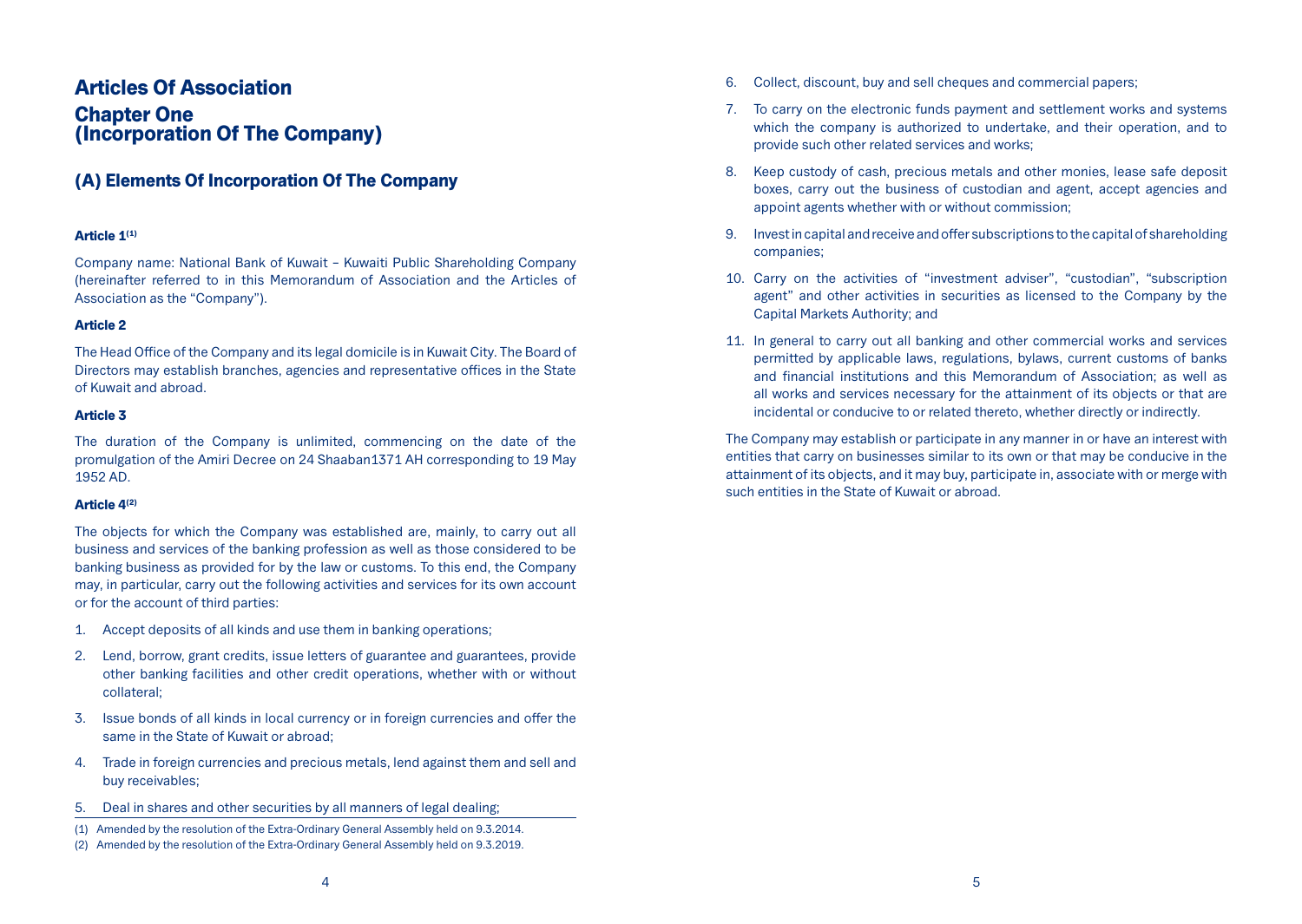# Articles Of Association

## Chapter One (Incorporation Of The Company)

### (A) Elements Of Incorporation Of The Company

#### Article 1[1]

Company name: National Bank of Kuwait – Kuwaiti Public Shareholding Company (hereinafter referred to in this Memorandum of Association and the Articles of Association as the "Company").

#### Article 2

The Head Office of the Company and its legal domicile is in Kuwait City. The Board of Directors may establish branches, agencies and representative offices in the State of Kuwait and abroad.

#### Article 3

The duration of the Company is unlimited, commencing on the date of the promulgation of the Amiri Decree on 24 Shaaban1371 AH corresponding to 19 May 1952 AD.

#### Article 4[2]

The objects for which the Company was established are, mainly, to carry out all business and services of the banking profession as well as those considered to be banking business as provided for by the law or customs. To this end, the Company may, in particular, carry out the following activities and services for its own account or for the account of third parties:

1. Accept deposits of all kinds and use them in banking operations;
2. Lend, borrow, grant credits, issue letters of guarantee and guarantees, provide other banking facilities and other credit operations, whether with or without collateral;
3. Issue bonds of all kinds in local currency or in foreign currencies and offer the same in the State of Kuwait or abroad;
4. Trade in foreign currencies and precious metals, lend against them and sell and buy receivables;
5. Deal in shares and other securities by all manners of legal dealing;
6. Collect, discount, buy and sell cheques and commercial papers;
7. To carry on the electronic funds payment and settlement works and systems which the company is authorized to undertake, and their operation, and to provide such other related services and works;
8. Keep custody of cash, precious metals and other monies, lease safe deposit boxes, carry out the business of custodian and agent, accept agencies and appoint agents whether with or without commission;
9. Invest in capital and receive and offer subscriptions to the capital of shareholding companies;
10. Carry on the activities of "investment adviser", "custodian", "subscription agent" and other activities in securities as licensed to the Company by the Capital Markets Authority; and
11. In general to carry out all banking and other commercial works and services permitted by applicable laws, regulations, bylaws, current customs of banks and financial institutions and this Memorandum of Association; as well as all works and services necessary for the attainment of its objects or that are incidental or conducive to or related thereto, whether directly or indirectly.

The Company may establish or participate in any manner in or have an interest with entities that carry on businesses similar to its own or that may be conducive in the attainment of its objects, and it may buy, participate in, associate with or merge with such entities in the State of Kuwait or abroad.

---

(1) Amended by the resolution of the Extra-Ordinary General Assembly held on 9.3.2014.

(2) Amended by the resolution of the Extra-Ordinary General Assembly held on 9.3.2019.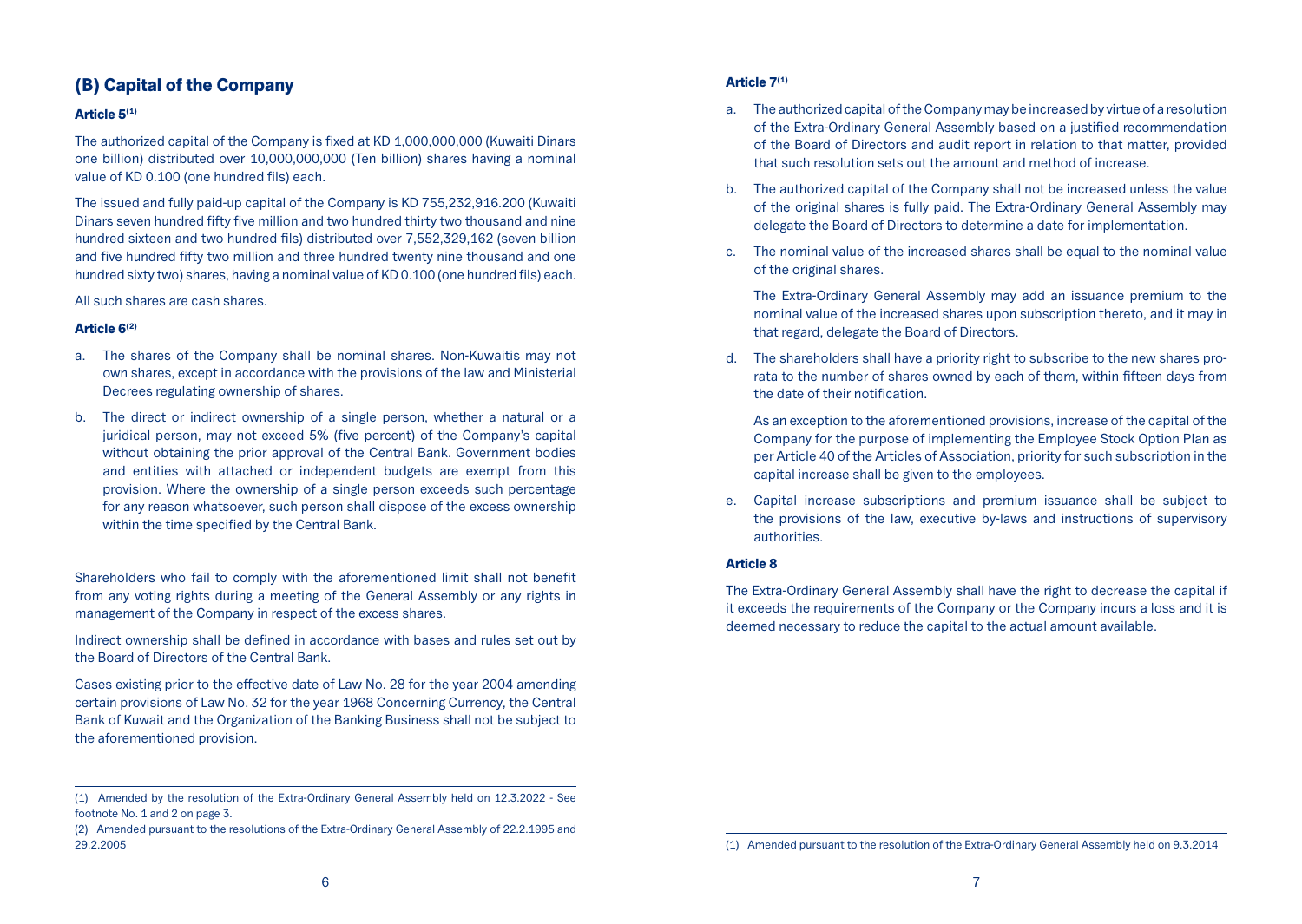## (B) Capital of the Company

### Article 5[1]

The authorized capital of the Company is fixed at KD 1,000,000,000 (Kuwaiti Dinars one billion) distributed over 10,000,000,000 (Ten billion) shares having a nominal value of KD 0.100 (one hundred fils) each.

The issued and fully paid-up capital of the Company is KD 755,232,916.200 (Kuwaiti Dinars seven hundred fifty five million and two hundred thirty two thousand and nine hundred sixteen and two hundred fils) distributed over 7,552,329,162 (seven billion and five hundred fifty two million and three hundred twenty nine thousand and one hundred sixty two) shares, having a nominal value of KD 0.100 (one hundred fils) each.

All such shares are cash shares.

### Article 6[2]

a. The shares of the Company shall be nominal shares. Non-Kuwaitis may not own shares, except in accordance with the provisions of the law and Ministerial Decrees regulating ownership of shares.

b. The direct or indirect ownership of a single person, whether a natural or a juridical person, may not exceed 5% (five percent) of the Company's capital without obtaining the prior approval of the Central Bank. Government bodies and entities with attached or independent budgets are exempt from this provision. Where the ownership of a single person exceeds such percentage for any reason whatsoever, such person shall dispose of the excess ownership within the time specified by the Central Bank.

Shareholders who fail to comply with the aforementioned limit shall not benefit from any voting rights during a meeting of the General Assembly or any rights in management of the Company in respect of the excess shares.

Indirect ownership shall be defined in accordance with bases and rules set out by the Board of Directors of the Central Bank.

Cases existing prior to the effective date of Law No. 28 for the year 2004 amending certain provisions of Law No. 32 for the year 1968 Concerning Currency, the Central Bank of Kuwait and the Organization of the Banking Business shall not be subject to the aforementioned provision.

(1) Amended by the resolution of the Extra-Ordinary General Assembly held on 12.3.2022 - See footnote No. 1 and 2 on page 3.

(2) Amended pursuant to the resolutions of the Extra-Ordinary General Assembly of 22.2.1995 and 29.2.2005

### Article 7[1]

a. The authorized capital of the Company may be increased by virtue of a resolution of the Extra-Ordinary General Assembly based on a justified recommendation of the Board of Directors and audit report in relation to that matter, provided that such resolution sets out the amount and method of increase.

b. The authorized capital of the Company shall not be increased unless the value of the original shares is fully paid. The Extra-Ordinary General Assembly may delegate the Board of Directors to determine a date for implementation.

c. The nominal value of the increased shares shall be equal to the nominal value of the original shares.

   The Extra-Ordinary General Assembly may add an issuance premium to the nominal value of the increased shares upon subscription thereto, and it may in that regard, delegate the Board of Directors.

d. The shareholders shall have a priority right to subscribe to the new shares pro-rata to the number of shares owned by each of them, within fifteen days from the date of their notification.

   As an exception to the aforementioned provisions, increase of the capital of the Company for the purpose of implementing the Employee Stock Option Plan as per Article 40 of the Articles of Association, priority for such subscription in the capital increase shall be given to the employees.

e. Capital increase subscriptions and premium issuance shall be subject to the provisions of the law, executive by-laws and instructions of supervisory authorities.

### Article 8

The Extra-Ordinary General Assembly shall have the right to decrease the capital if it exceeds the requirements of the Company or the Company incurs a loss and it is deemed necessary to reduce the capital to the actual amount available.

(1) Amended pursuant to the resolution of the Extra-Ordinary General Assembly held on 9.3.2014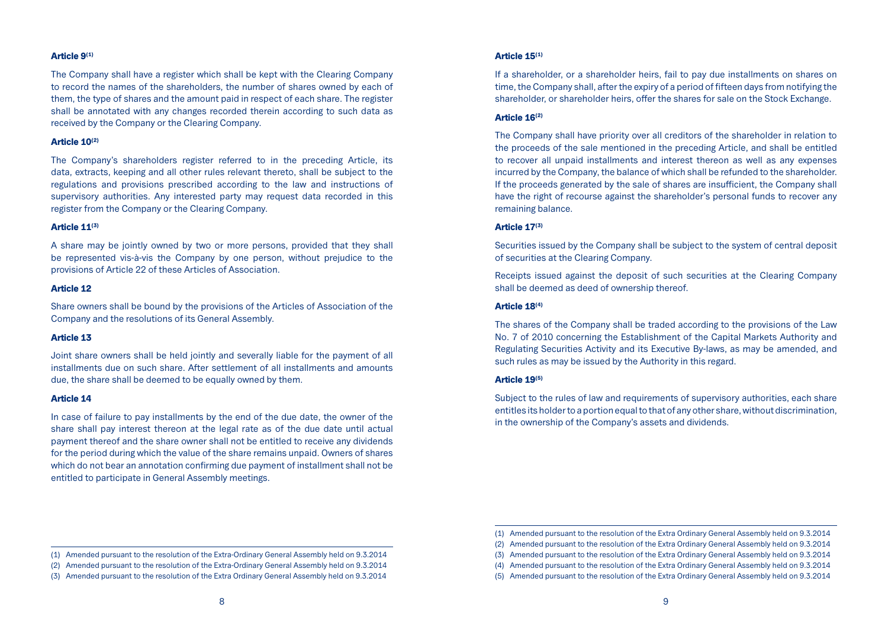#### Article 9[1]

The Company shall have a register which shall be kept with the Clearing Company to record the names of the shareholders, the number of shares owned by each of them, the type of shares and the amount paid in respect of each share. The register shall be annotated with any changes recorded therein according to such data as received by the Company or the Clearing Company.

#### Article 10[2]

The Company's shareholders register referred to in the preceding Article, its data, extracts, keeping and all other rules relevant thereto, shall be subject to the regulations and provisions prescribed according to the law and instructions of supervisory authorities. Any interested party may request data recorded in this register from the Company or the Clearing Company.

#### Article 11[3]

A share may be jointly owned by two or more persons, provided that they shall be represented vis-à-vis the Company by one person, without prejudice to the provisions of Article 22 of these Articles of Association.

#### Article 12

Share owners shall be bound by the provisions of the Articles of Association of the Company and the resolutions of its General Assembly.

#### Article 13

Joint share owners shall be held jointly and severally liable for the payment of all installments due on such share. After settlement of all installments and amounts due, the share shall be deemed to be equally owned by them.

#### Article 14

In case of failure to pay installments by the end of the due date, the owner of the share shall pay interest thereon at the legal rate as of the due date until actual payment thereof and the share owner shall not be entitled to receive any dividends for the period during which the value of the share remains unpaid. Owners of shares which do not bear an annotation confirming due payment of installment shall not be entitled to participate in General Assembly meetings.

(1) Amended pursuant to the resolution of the Extra-Ordinary General Assembly held on 9.3.2014
(2) Amended pursuant to the resolution of the Extra-Ordinary General Assembly held on 9.3.2014
(3) Amended pursuant to the resolution of the Extra Ordinary General Assembly held on 9.3.2014

#### Article 15[1]

If a shareholder, or a shareholder heirs, fail to pay due installments on shares on time, the Company shall, after the expiry of a period of fifteen days from notifying the shareholder, or shareholder heirs, offer the shares for sale on the Stock Exchange.

#### Article 16[2]

The Company shall have priority over all creditors of the shareholder in relation to the proceeds of the sale mentioned in the preceding Article, and shall be entitled to recover all unpaid installments and interest thereon as well as any expenses incurred by the Company, the balance of which shall be refunded to the shareholder. If the proceeds generated by the sale of shares are insufficient, the Company shall have the right of recourse against the shareholder's personal funds to recover any remaining balance.

#### Article 17[3]

Securities issued by the Company shall be subject to the system of central deposit of securities at the Clearing Company.

Receipts issued against the deposit of such securities at the Clearing Company shall be deemed as deed of ownership thereof.

#### Article 18[4]

The shares of the Company shall be traded according to the provisions of the Law No. 7 of 2010 concerning the Establishment of the Capital Markets Authority and Regulating Securities Activity and its Executive By-laws, as may be amended, and such rules as may be issued by the Authority in this regard.

#### Article 19[5]

Subject to the rules of law and requirements of supervisory authorities, each share entitles its holder to a portion equal to that of any other share, without discrimination, in the ownership of the Company's assets and dividends.

(1) Amended pursuant to the resolution of the Extra Ordinary General Assembly held on 9.3.2014
(2) Amended pursuant to the resolution of the Extra Ordinary General Assembly held on 9.3.2014
(3) Amended pursuant to the resolution of the Extra Ordinary General Assembly held on 9.3.2014
(4) Amended pursuant to the resolution of the Extra Ordinary General Assembly held on 9.3.2014
(5) Amended pursuant to the resolution of the Extra Ordinary General Assembly held on 9.3.2014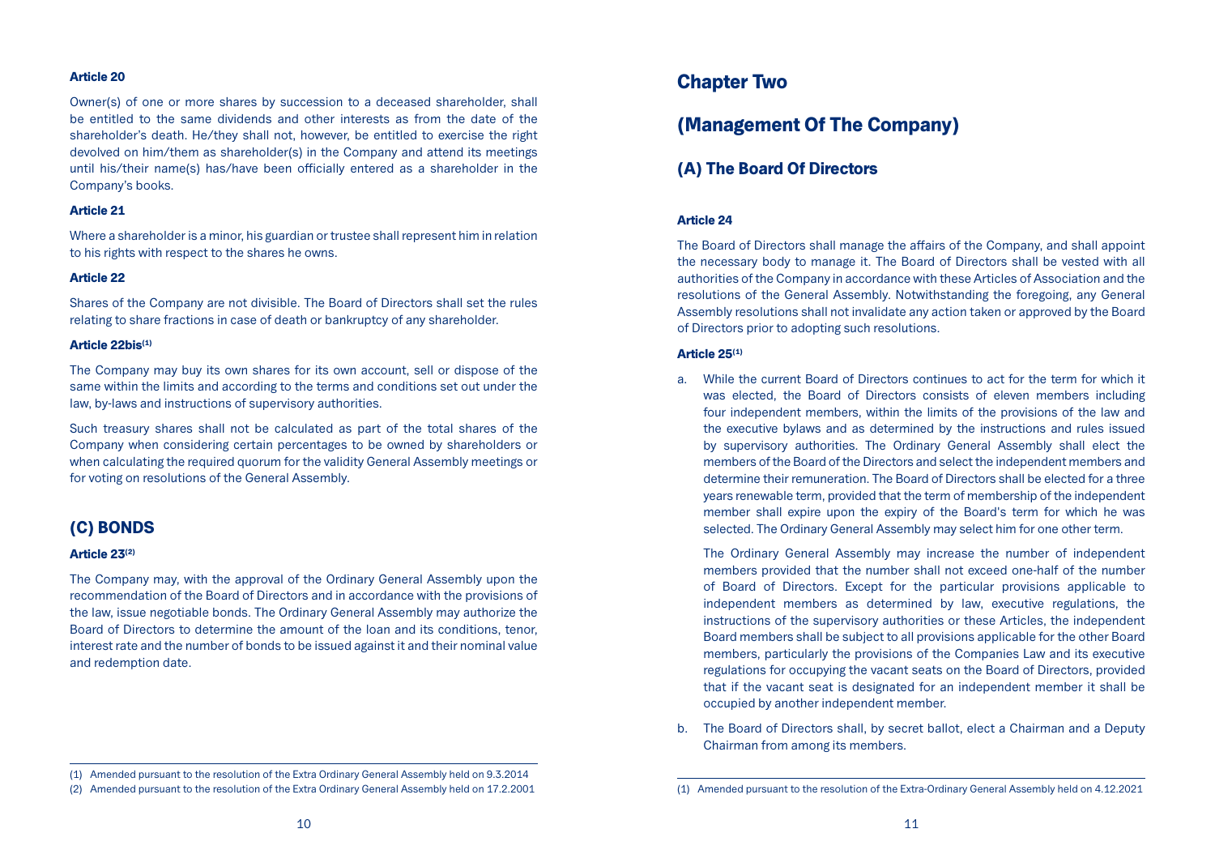### Article 20

Owner(s) of one or more shares by succession to a deceased shareholder, shall be entitled to the same dividends and other interests as from the date of the shareholder's death. He/they shall not, however, be entitled to exercise the right devolved on him/them as shareholder(s) in the Company and attend its meetings until his/their name(s) has/have been officially entered as a shareholder in the Company's books.

### Article 21

Where a shareholder is a minor, his guardian or trustee shall represent him in relation to his rights with respect to the shares he owns.

### Article 22

Shares of the Company are not divisible. The Board of Directors shall set the rules relating to share fractions in case of death or bankruptcy of any shareholder.

### Article 22bis[1]

The Company may buy its own shares for its own account, sell or dispose of the same within the limits and according to the terms and conditions set out under the law, by-laws and instructions of supervisory authorities.

Such treasury shares shall not be calculated as part of the total shares of the Company when considering certain percentages to be owned by shareholders or when calculating the required quorum for the validity General Assembly meetings or for voting on resolutions of the General Assembly.

## (C) BONDS

### Article 23[2]

The Company may, with the approval of the Ordinary General Assembly upon the recommendation of the Board of Directors and in accordance with the provisions of the law, issue negotiable bonds. The Ordinary General Assembly may authorize the Board of Directors to determine the amount of the loan and its conditions, tenor, interest rate and the number of bonds to be issued against it and their nominal value and redemption date.

(1) Amended pursuant to the resolution of the Extra Ordinary General Assembly held on 9.3.2014

(2) Amended pursuant to the resolution of the Extra Ordinary General Assembly held on 17.2.2001

# Chapter Two

# (Management Of The Company)

## (A) The Board Of Directors

### Article 24

The Board of Directors shall manage the affairs of the Company, and shall appoint the necessary body to manage it. The Board of Directors shall be vested with all authorities of the Company in accordance with these Articles of Association and the resolutions of the General Assembly. Notwithstanding the foregoing, any General Assembly resolutions shall not invalidate any action taken or approved by the Board of Directors prior to adopting such resolutions.

### Article 25[1]

a. While the current Board of Directors continues to act for the term for which it was elected, the Board of Directors consists of eleven members including four independent members, within the limits of the provisions of the law and the executive bylaws and as determined by the instructions and rules issued by supervisory authorities. The Ordinary General Assembly shall elect the members of the Board of the Directors and select the independent members and determine their remuneration. The Board of Directors shall be elected for a three years renewable term, provided that the term of membership of the independent member shall expire upon the expiry of the Board's term for which he was selected. The Ordinary General Assembly may select him for one other term.

   The Ordinary General Assembly may increase the number of independent members provided that the number shall not exceed one-half of the number of Board of Directors. Except for the particular provisions applicable to independent members as determined by law, executive regulations, the instructions of the supervisory authorities or these Articles, the independent Board members shall be subject to all provisions applicable for the other Board members, particularly the provisions of the Companies Law and its executive regulations for occupying the vacant seats on the Board of Directors, provided that if the vacant seat is designated for an independent member it shall be occupied by another independent member.

b. The Board of Directors shall, by secret ballot, elect a Chairman and a Deputy Chairman from among its members.

(1) Amended pursuant to the resolution of the Extra-Ordinary General Assembly held on 4.12.2021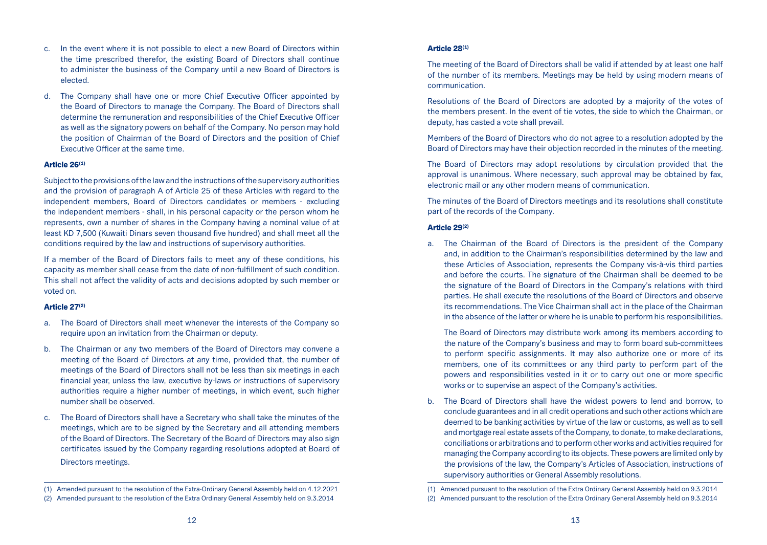c. In the event where it is not possible to elect a new Board of Directors within the time prescribed therefor, the existing Board of Directors shall continue to administer the business of the Company until a new Board of Directors is elected.

d. The Company shall have one or more Chief Executive Officer appointed by the Board of Directors to manage the Company. The Board of Directors shall determine the remuneration and responsibilities of the Chief Executive Officer as well as the signatory powers on behalf of the Company. No person may hold the position of Chairman of the Board of Directors and the position of Chief Executive Officer at the same time.

#### Article 26[1]

Subject to the provisions of the law and the instructions of the supervisory authorities and the provision of paragraph A of Article 25 of these Articles with regard to the independent members, Board of Directors candidates or members - excluding the independent members - shall, in his personal capacity or the person whom he represents, own a number of shares in the Company having a nominal value of at least KD 7,500 (Kuwaiti Dinars seven thousand five hundred) and shall meet all the conditions required by the law and instructions of supervisory authorities.

If a member of the Board of Directors fails to meet any of these conditions, his capacity as member shall cease from the date of non-fulfillment of such condition. This shall not affect the validity of acts and decisions adopted by such member or voted on.

#### Article 27[2]

a. The Board of Directors shall meet whenever the interests of the Company so require upon an invitation from the Chairman or deputy.

b. The Chairman or any two members of the Board of Directors may convene a meeting of the Board of Directors at any time, provided that, the number of meetings of the Board of Directors shall not be less than six meetings in each financial year, unless the law, executive by-laws or instructions of supervisory authorities require a higher number of meetings, in which event, such higher number shall be observed.

c. The Board of Directors shall have a Secretary who shall take the minutes of the meetings, which are to be signed by the Secretary and all attending members of the Board of Directors. The Secretary of the Board of Directors may also sign certificates issued by the Company regarding resolutions adopted at Board of Directors meetings.

(1) Amended pursuant to the resolution of the Extra-Ordinary General Assembly held on 4.12.2021
(2) Amended pursuant to the resolution of the Extra Ordinary General Assembly held on 9.3.2014

#### Article 28[1]

The meeting of the Board of Directors shall be valid if attended by at least one half of the number of its members. Meetings may be held by using modern means of communication.

Resolutions of the Board of Directors are adopted by a majority of the votes of the members present. In the event of tie votes, the side to which the Chairman, or deputy, has casted a vote shall prevail.

Members of the Board of Directors who do not agree to a resolution adopted by the Board of Directors may have their objection recorded in the minutes of the meeting.

The Board of Directors may adopt resolutions by circulation provided that the approval is unanimous. Where necessary, such approval may be obtained by fax, electronic mail or any other modern means of communication.

The minutes of the Board of Directors meetings and its resolutions shall constitute part of the records of the Company.

#### Article 29[2]

a. The Chairman of the Board of Directors is the president of the Company and, in addition to the Chairman's responsibilities determined by the law and these Articles of Association, represents the Company vis-à-vis third parties and before the courts. The signature of the Chairman shall be deemed to be the signature of the Board of Directors in the Company's relations with third parties. He shall execute the resolutions of the Board of Directors and observe its recommendations. The Vice Chairman shall act in the place of the Chairman in the absence of the latter or where he is unable to perform his responsibilities.

   The Board of Directors may distribute work among its members according to the nature of the Company's business and may to form board sub-committees to perform specific assignments. It may also authorize one or more of its members, one of its committees or any third party to perform part of the powers and responsibilities vested in it or to carry out one or more specific works or to supervise an aspect of the Company's activities.

b. The Board of Directors shall have the widest powers to lend and borrow, to conclude guarantees and in all credit operations and such other actions which are deemed to be banking activities by virtue of the law or customs, as well as to sell and mortgage real estate assets of the Company, to donate, to make declarations, conciliations or arbitrations and to perform other works and activities required for managing the Company according to its objects. These powers are limited only by the provisions of the law, the Company's Articles of Association, instructions of supervisory authorities or General Assembly resolutions.

(1) Amended pursuant to the resolution of the Extra Ordinary General Assembly held on 9.3.2014
(2) Amended pursuant to the resolution of the Extra Ordinary General Assembly held on 9.3.2014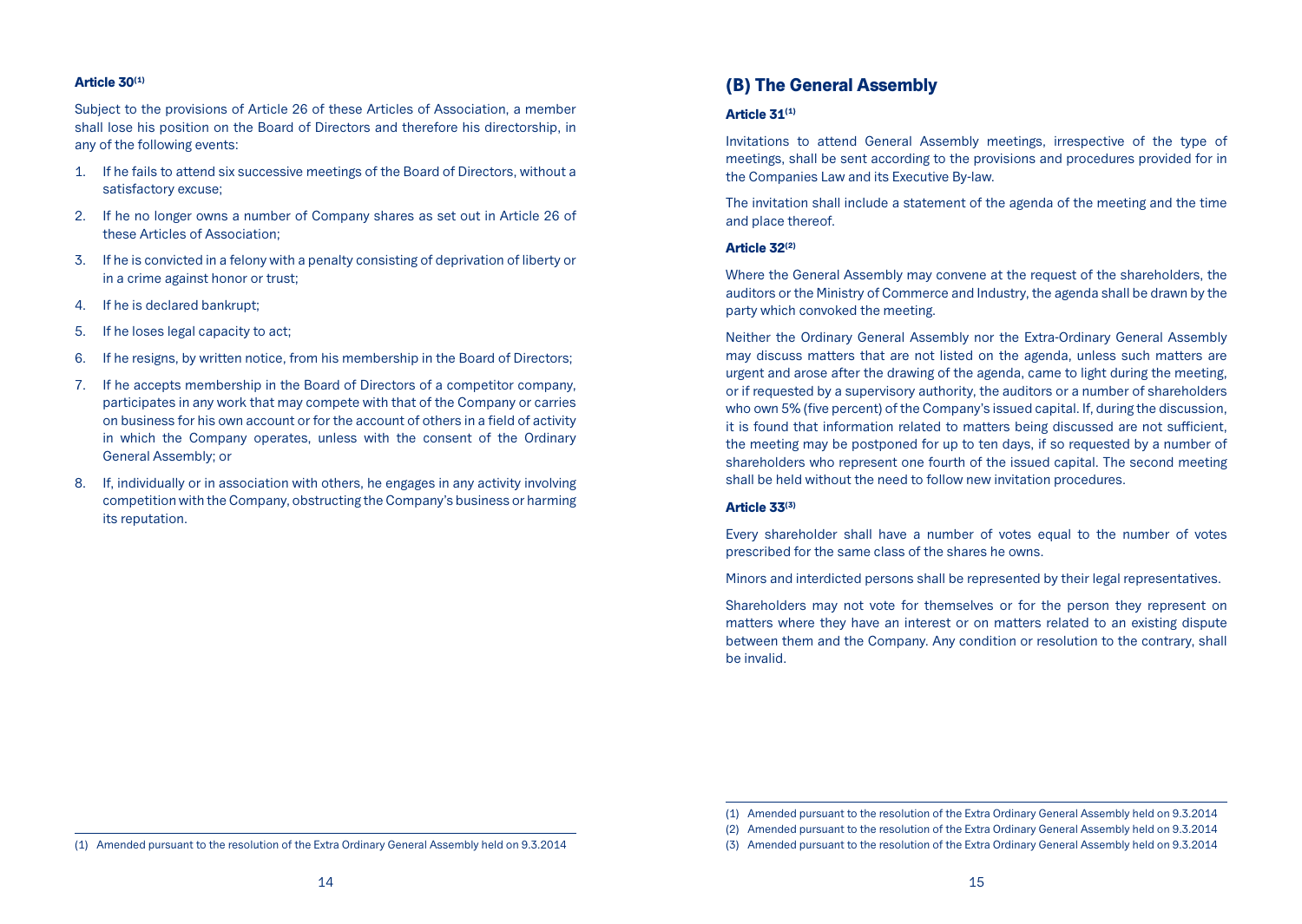#### Article 30[1]

Subject to the provisions of Article 26 of these Articles of Association, a member shall lose his position on the Board of Directors and therefore his directorship, in any of the following events:

1. If he fails to attend six successive meetings of the Board of Directors, without a satisfactory excuse;
2. If he no longer owns a number of Company shares as set out in Article 26 of these Articles of Association;
3. If he is convicted in a felony with a penalty consisting of deprivation of liberty or in a crime against honor or trust;
4. If he is declared bankrupt;
5. If he loses legal capacity to act;
6. If he resigns, by written notice, from his membership in the Board of Directors;
7. If he accepts membership in the Board of Directors of a competitor company, participates in any work that may compete with that of the Company or carries on business for his own account or for the account of others in a field of activity in which the Company operates, unless with the consent of the Ordinary General Assembly; or
8. If, individually or in association with others, he engages in any activity involving competition with the Company, obstructing the Company's business or harming its reputation.

(1) Amended pursuant to the resolution of the Extra Ordinary General Assembly held on 9.3.2014

## (B) The General Assembly

#### Article 31[1]

Invitations to attend General Assembly meetings, irrespective of the type of meetings, shall be sent according to the provisions and procedures provided for in the Companies Law and its Executive By-law.

The invitation shall include a statement of the agenda of the meeting and the time and place thereof.

#### Article 32[2]

Where the General Assembly may convene at the request of the shareholders, the auditors or the Ministry of Commerce and Industry, the agenda shall be drawn by the party which convoked the meeting.

Neither the Ordinary General Assembly nor the Extra-Ordinary General Assembly may discuss matters that are not listed on the agenda, unless such matters are urgent and arose after the drawing of the agenda, came to light during the meeting, or if requested by a supervisory authority, the auditors or a number of shareholders who own 5% (five percent) of the Company's issued capital. If, during the discussion, it is found that information related to matters being discussed are not sufficient, the meeting may be postponed for up to ten days, if so requested by a number of shareholders who represent one fourth of the issued capital. The second meeting shall be held without the need to follow new invitation procedures.

#### Article 33[3]

Every shareholder shall have a number of votes equal to the number of votes prescribed for the same class of the shares he owns.

Minors and interdicted persons shall be represented by their legal representatives.

Shareholders may not vote for themselves or for the person they represent on matters where they have an interest or on matters related to an existing dispute between them and the Company. Any condition or resolution to the contrary, shall be invalid.

(1) Amended pursuant to the resolution of the Extra Ordinary General Assembly held on 9.3.2014
(2) Amended pursuant to the resolution of the Extra Ordinary General Assembly held on 9.3.2014
(3) Amended pursuant to the resolution of the Extra Ordinary General Assembly held on 9.3.2014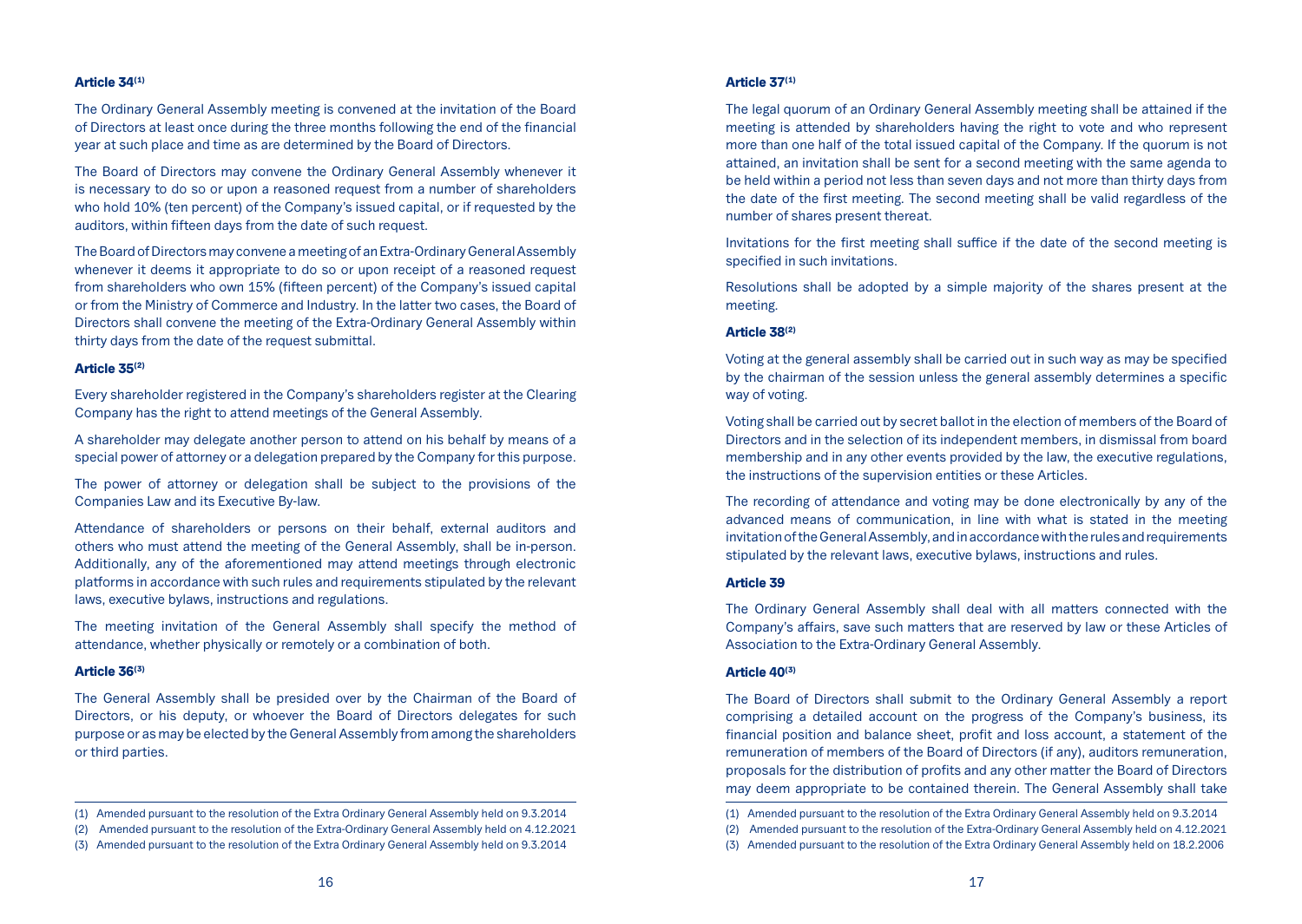### Article 34[1]

The Ordinary General Assembly meeting is convened at the invitation of the Board of Directors at least once during the three months following the end of the financial year at such place and time as are determined by the Board of Directors.

The Board of Directors may convene the Ordinary General Assembly whenever it is necessary to do so or upon a reasoned request from a number of shareholders who hold 10% (ten percent) of the Company's issued capital, or if requested by the auditors, within fifteen days from the date of such request.

The Board of Directors may convene a meeting of an Extra-Ordinary General Assembly whenever it deems it appropriate to do so or upon receipt of a reasoned request from shareholders who own 15% (fifteen percent) of the Company's issued capital or from the Ministry of Commerce and Industry. In the latter two cases, the Board of Directors shall convene the meeting of the Extra-Ordinary General Assembly within thirty days from the date of the request submittal.

### Article 35[2]

Every shareholder registered in the Company's shareholders register at the Clearing Company has the right to attend meetings of the General Assembly.

A shareholder may delegate another person to attend on his behalf by means of a special power of attorney or a delegation prepared by the Company for this purpose.

The power of attorney or delegation shall be subject to the provisions of the Companies Law and its Executive By-law.

Attendance of shareholders or persons on their behalf, external auditors and others who must attend the meeting of the General Assembly, shall be in-person. Additionally, any of the aforementioned may attend meetings through electronic platforms in accordance with such rules and requirements stipulated by the relevant laws, executive bylaws, instructions and regulations.

The meeting invitation of the General Assembly shall specify the method of attendance, whether physically or remotely or a combination of both.

### Article 36[3]

The General Assembly shall be presided over by the Chairman of the Board of Directors, or his deputy, or whoever the Board of Directors delegates for such purpose or as may be elected by the General Assembly from among the shareholders or third parties.

(1) Amended pursuant to the resolution of the Extra Ordinary General Assembly held on 9.3.2014

(2) Amended pursuant to the resolution of the Extra-Ordinary General Assembly held on 4.12.2021

(3) Amended pursuant to the resolution of the Extra Ordinary General Assembly held on 9.3.2014

### Article 37[1]

The legal quorum of an Ordinary General Assembly meeting shall be attained if the meeting is attended by shareholders having the right to vote and who represent more than one half of the total issued capital of the Company. If the quorum is not attained, an invitation shall be sent for a second meeting with the same agenda to be held within a period not less than seven days and not more than thirty days from the date of the first meeting. The second meeting shall be valid regardless of the number of shares present thereat.

Invitations for the first meeting shall suffice if the date of the second meeting is specified in such invitations.

Resolutions shall be adopted by a simple majority of the shares present at the meeting.

### Article 38[2]

Voting at the general assembly shall be carried out in such way as may be specified by the chairman of the session unless the general assembly determines a specific way of voting.

Voting shall be carried out by secret ballot in the election of members of the Board of Directors and in the selection of its independent members, in dismissal from board membership and in any other events provided by the law, the executive regulations, the instructions of the supervision entities or these Articles.

The recording of attendance and voting may be done electronically by any of the advanced means of communication, in line with what is stated in the meeting invitation of the General Assembly, and in accordance with the rules and requirements stipulated by the relevant laws, executive bylaws, instructions and rules.

### Article 39

The Ordinary General Assembly shall deal with all matters connected with the Company's affairs, save such matters that are reserved by law or these Articles of Association to the Extra-Ordinary General Assembly.

### Article 40[3]

The Board of Directors shall submit to the Ordinary General Assembly a report comprising a detailed account on the progress of the Company's business, its financial position and balance sheet, profit and loss account, a statement of the remuneration of members of the Board of Directors (if any), auditors remuneration, proposals for the distribution of profits and any other matter the Board of Directors may deem appropriate to be contained therein. The General Assembly shall take

(1) Amended pursuant to the resolution of the Extra Ordinary General Assembly held on 9.3.2014

(2) Amended pursuant to the resolution of the Extra-Ordinary General Assembly held on 4.12.2021

(3) Amended pursuant to the resolution of the Extra Ordinary General Assembly held on 18.2.2006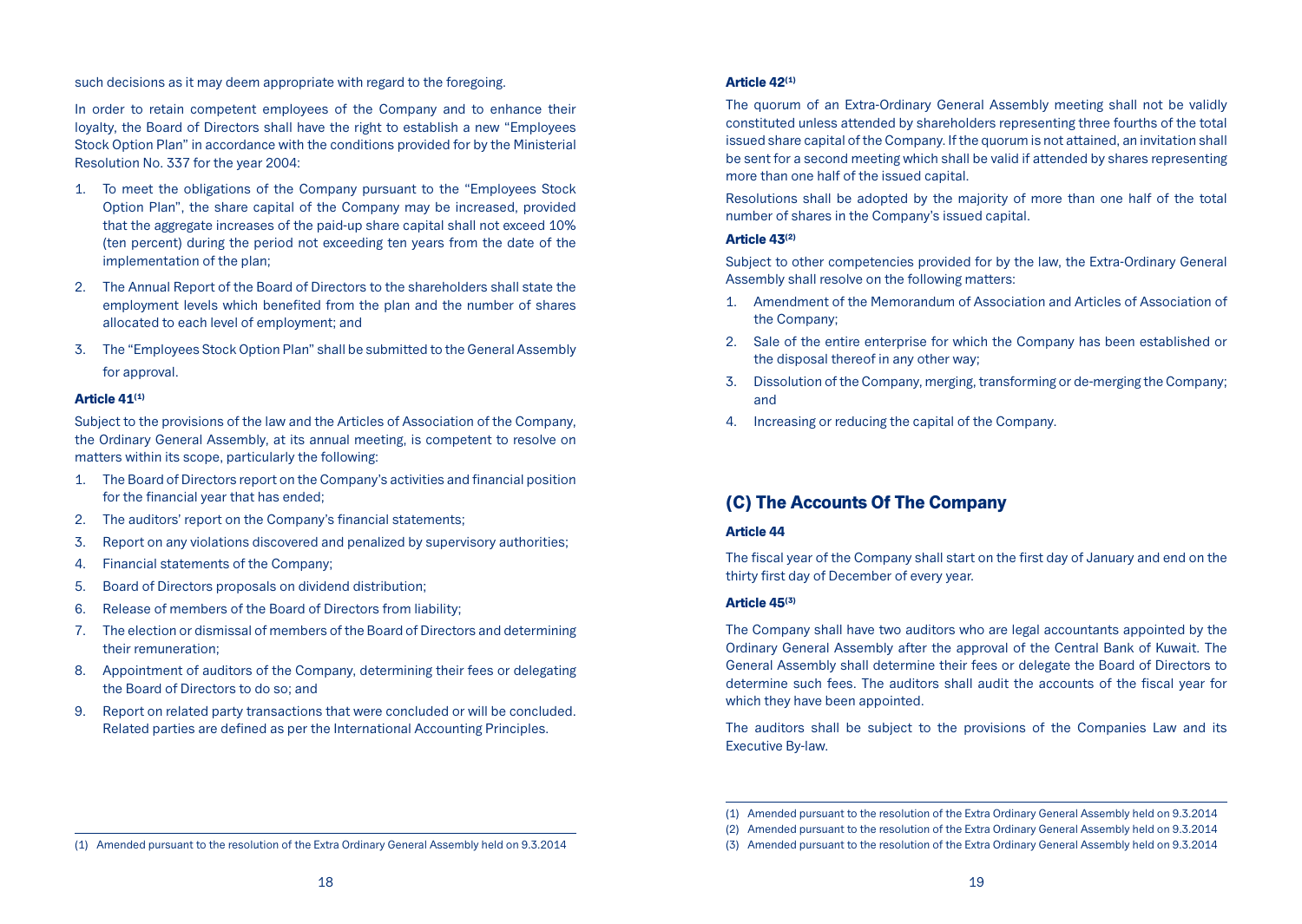such decisions as it may deem appropriate with regard to the foregoing.

In order to retain competent employees of the Company and to enhance their loyalty, the Board of Directors shall have the right to establish a new "Employees Stock Option Plan" in accordance with the conditions provided for by the Ministerial Resolution No. 337 for the year 2004:

1. To meet the obligations of the Company pursuant to the "Employees Stock Option Plan", the share capital of the Company may be increased, provided that the aggregate increases of the paid-up share capital shall not exceed 10% (ten percent) during the period not exceeding ten years from the date of the implementation of the plan;
2. The Annual Report of the Board of Directors to the shareholders shall state the employment levels which benefited from the plan and the number of shares allocated to each level of employment; and
3. The "Employees Stock Option Plan" shall be submitted to the General Assembly for approval.

#### Article 41[1]

Subject to the provisions of the law and the Articles of Association of the Company, the Ordinary General Assembly, at its annual meeting, is competent to resolve on matters within its scope, particularly the following:

1. The Board of Directors report on the Company's activities and financial position for the financial year that has ended;
2. The auditors' report on the Company's financial statements;
3. Report on any violations discovered and penalized by supervisory authorities;
4. Financial statements of the Company;
5. Board of Directors proposals on dividend distribution;
6. Release of members of the Board of Directors from liability;
7. The election or dismissal of members of the Board of Directors and determining their remuneration;
8. Appointment of auditors of the Company, determining their fees or delegating the Board of Directors to do so; and
9. Report on related party transactions that were concluded or will be concluded. Related parties are defined as per the International Accounting Principles.

(1) Amended pursuant to the resolution of the Extra Ordinary General Assembly held on 9.3.2014

#### Article 42[1]

The quorum of an Extra-Ordinary General Assembly meeting shall not be validly constituted unless attended by shareholders representing three fourths of the total issued share capital of the Company. If the quorum is not attained, an invitation shall be sent for a second meeting which shall be valid if attended by shares representing more than one half of the issued capital.

Resolutions shall be adopted by the majority of more than one half of the total number of shares in the Company's issued capital.

#### Article 43[2]

Subject to other competencies provided for by the law, the Extra-Ordinary General Assembly shall resolve on the following matters:

1. Amendment of the Memorandum of Association and Articles of Association of the Company;
2. Sale of the entire enterprise for which the Company has been established or the disposal thereof in any other way;
3. Dissolution of the Company, merging, transforming or de-merging the Company; and
4. Increasing or reducing the capital of the Company.

## (C) The Accounts Of The Company

#### Article 44

The fiscal year of the Company shall start on the first day of January and end on the thirty first day of December of every year.

#### Article 45[3]

The Company shall have two auditors who are legal accountants appointed by the Ordinary General Assembly after the approval of the Central Bank of Kuwait. The General Assembly shall determine their fees or delegate the Board of Directors to determine such fees. The auditors shall audit the accounts of the fiscal year for which they have been appointed.

The auditors shall be subject to the provisions of the Companies Law and its Executive By-law.

(1) Amended pursuant to the resolution of the Extra Ordinary General Assembly held on 9.3.2014
(2) Amended pursuant to the resolution of the Extra Ordinary General Assembly held on 9.3.2014
(3) Amended pursuant to the resolution of the Extra Ordinary General Assembly held on 9.3.2014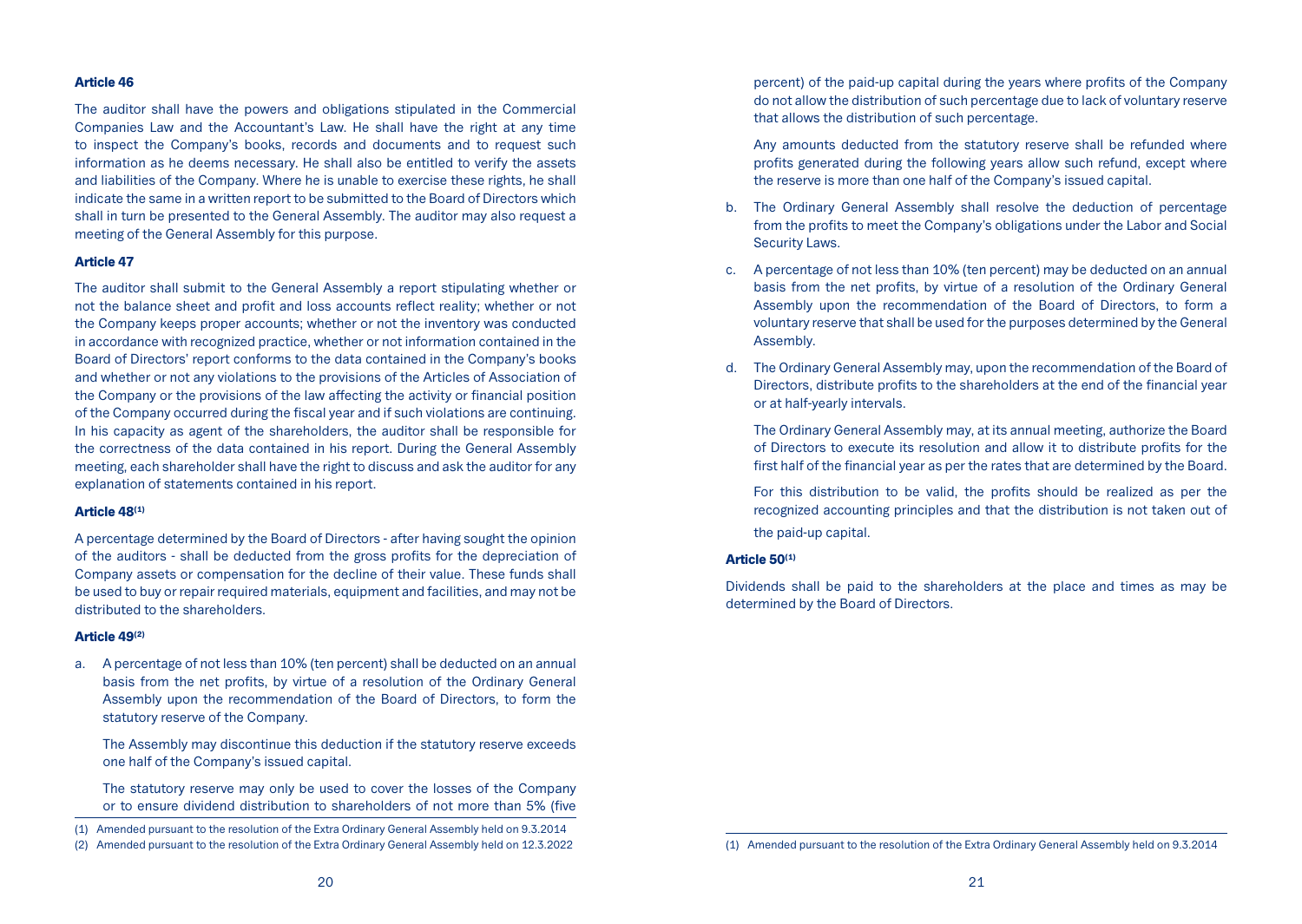#### Article 46

The auditor shall have the powers and obligations stipulated in the Commercial Companies Law and the Accountant's Law. He shall have the right at any time to inspect the Company's books, records and documents and to request such information as he deems necessary. He shall also be entitled to verify the assets and liabilities of the Company. Where he is unable to exercise these rights, he shall indicate the same in a written report to be submitted to the Board of Directors which shall in turn be presented to the General Assembly. The auditor may also request a meeting of the General Assembly for this purpose.

#### Article 47

The auditor shall submit to the General Assembly a report stipulating whether or not the balance sheet and profit and loss accounts reflect reality; whether or not the Company keeps proper accounts; whether or not the inventory was conducted in accordance with recognized practice, whether or not information contained in the Board of Directors' report conforms to the data contained in the Company's books and whether or not any violations to the provisions of the Articles of Association of the Company or the provisions of the law affecting the activity or financial position of the Company occurred during the fiscal year and if such violations are continuing. In his capacity as agent of the shareholders, the auditor shall be responsible for the correctness of the data contained in his report. During the General Assembly meeting, each shareholder shall have the right to discuss and ask the auditor for any explanation of statements contained in his report.

#### Article 48[1]

A percentage determined by the Board of Directors - after having sought the opinion of the auditors - shall be deducted from the gross profits for the depreciation of Company assets or compensation for the decline of their value. These funds shall be used to buy or repair required materials, equipment and facilities, and may not be distributed to the shareholders.

#### Article 49[2]

a. A percentage of not less than 10% (ten percent) shall be deducted on an annual basis from the net profits, by virtue of a resolution of the Ordinary General Assembly upon the recommendation of the Board of Directors, to form the statutory reserve of the Company.

   The Assembly may discontinue this deduction if the statutory reserve exceeds one half of the Company's issued capital.

   The statutory reserve may only be used to cover the losses of the Company or to ensure dividend distribution to shareholders of not more than 5% (five percent) of the paid-up capital during the years where profits of the Company do not allow the distribution of such percentage due to lack of voluntary reserve that allows the distribution of such percentage.

   Any amounts deducted from the statutory reserve shall be refunded where profits generated during the following years allow such refund, except where the reserve is more than one half of the Company's issued capital.

b. The Ordinary General Assembly shall resolve the deduction of percentage from the profits to meet the Company's obligations under the Labor and Social Security Laws.

c. A percentage of not less than 10% (ten percent) may be deducted on an annual basis from the net profits, by virtue of a resolution of the Ordinary General Assembly upon the recommendation of the Board of Directors, to form a voluntary reserve that shall be used for the purposes determined by the General Assembly.

d. The Ordinary General Assembly may, upon the recommendation of the Board of Directors, distribute profits to the shareholders at the end of the financial year or at half-yearly intervals.

   The Ordinary General Assembly may, at its annual meeting, authorize the Board of Directors to execute its resolution and allow it to distribute profits for the first half of the financial year as per the rates that are determined by the Board.

   For this distribution to be valid, the profits should be realized as per the recognized accounting principles and that the distribution is not taken out of the paid-up capital.

#### Article 50[1]

Dividends shall be paid to the shareholders at the place and times as may be determined by the Board of Directors.

---

(1) Amended pursuant to the resolution of the Extra Ordinary General Assembly held on 9.3.2014

(2) Amended pursuant to the resolution of the Extra Ordinary General Assembly held on 12.3.2022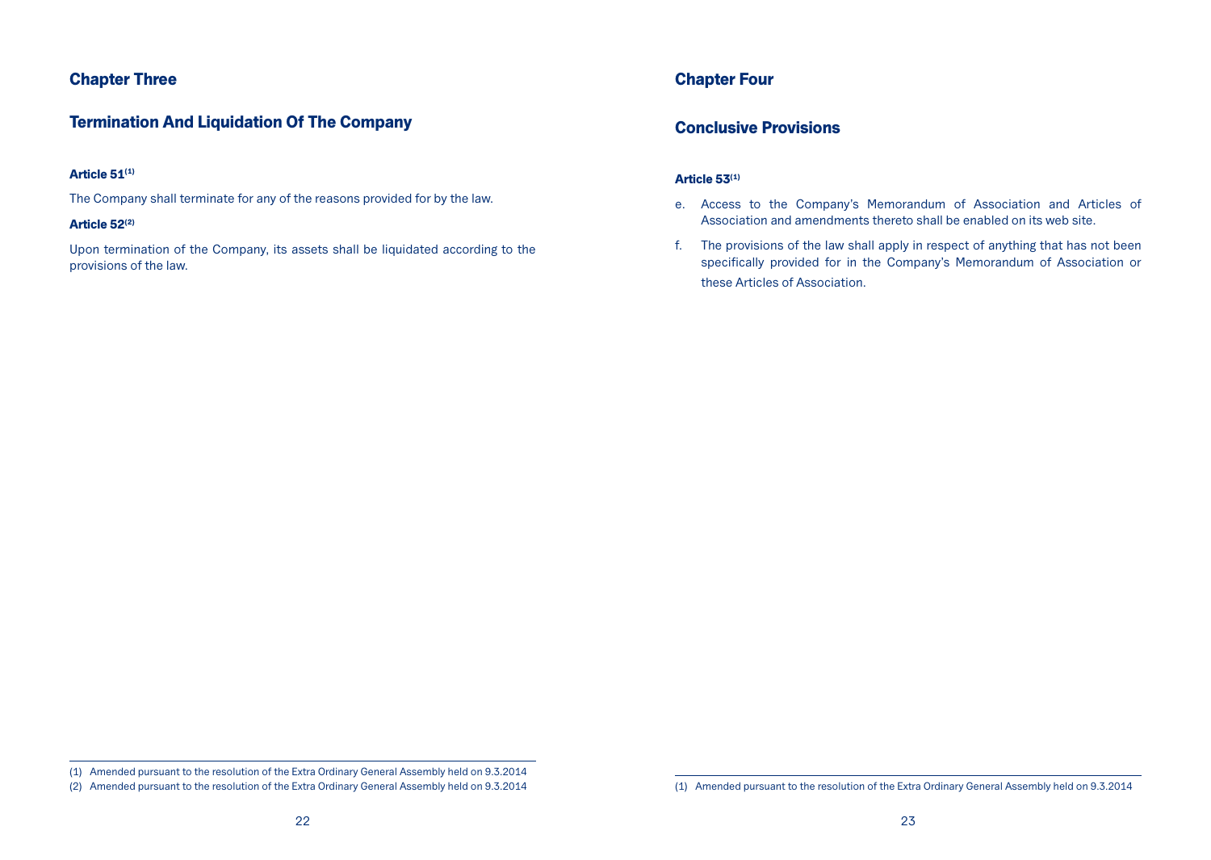## Chapter Three

## Termination And Liquidation Of The Company

**Article 51[1]**

The Company shall terminate for any of the reasons provided for by the law.

**Article 52[2]**

Upon termination of the Company, its assets shall be liquidated according to the provisions of the law.

(1) Amended pursuant to the resolution of the Extra Ordinary General Assembly held on 9.3.2014

(2) Amended pursuant to the resolution of the Extra Ordinary General Assembly held on 9.3.2014

## Chapter Four

## Conclusive Provisions

**Article 53[1]**

e. Access to the Company's Memorandum of Association and Articles of Association and amendments thereto shall be enabled on its web site.

f. The provisions of the law shall apply in respect of anything that has not been specifically provided for in the Company's Memorandum of Association or these Articles of Association.

(1) Amended pursuant to the resolution of the Extra Ordinary General Assembly held on 9.3.2014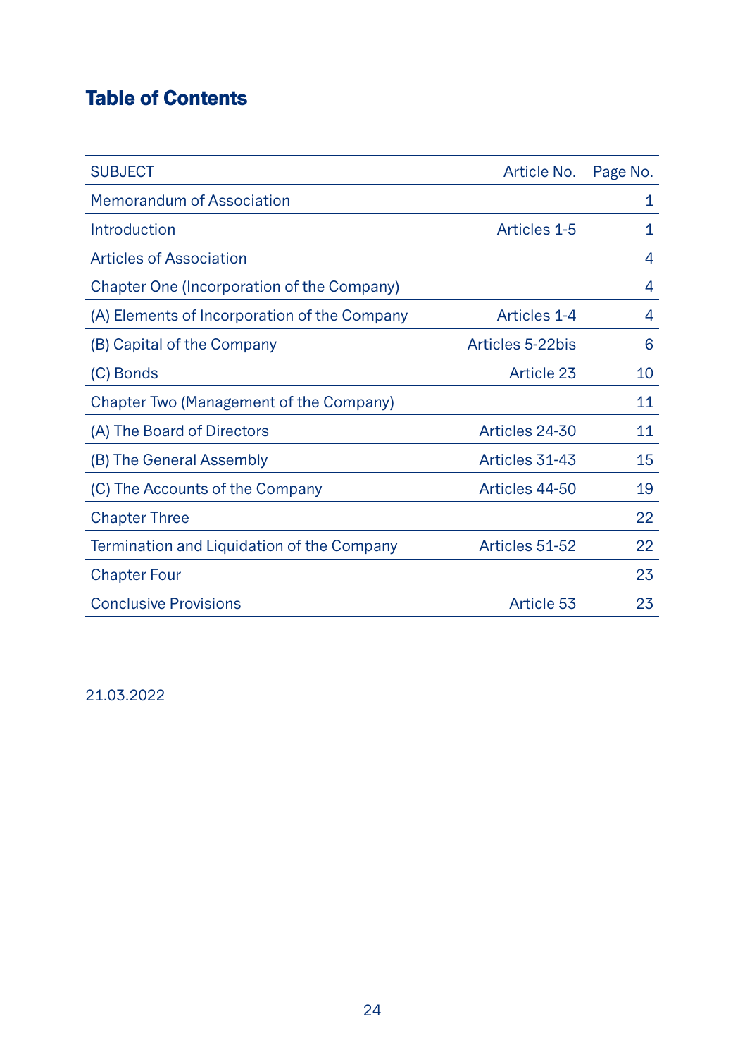## Table of Contents

| SUBJECT | Article No. | Page No. |
|---|---|---|
| Memorandum of Association | | 1 |
| Introduction | Articles 1-5 | 1 |
| Articles of Association | | 4 |
| Chapter One (Incorporation of the Company) | | 4 |
| (A) Elements of Incorporation of the Company | Articles 1-4 | 4 |
| (B) Capital of the Company | Articles 5-22bis | 6 |
| (C) Bonds | Article 23 | 10 |
| Chapter Two (Management of the Company) | | 11 |
| (A) The Board of Directors | Articles 24-30 | 11 |
| (B) The General Assembly | Articles 31-43 | 15 |
| (C) The Accounts of the Company | Articles 44-50 | 19 |
| Chapter Three | | 22 |
| Termination and Liquidation of the Company | Articles 51-52 | 22 |
| Chapter Four | | 23 |
| Conclusive Provisions | Article 53 | 23 |

21.03.2022